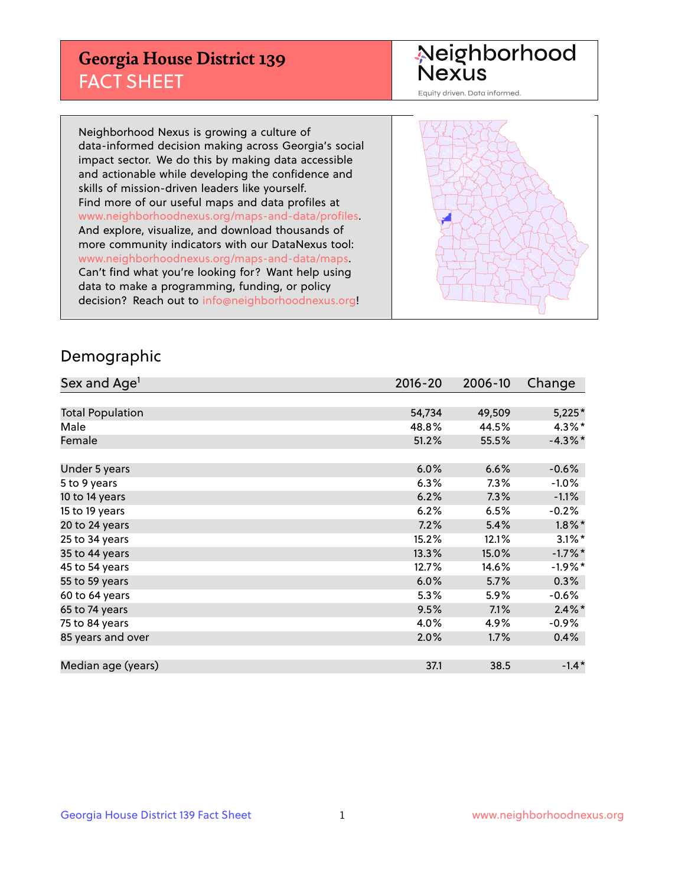# Georgia House District 139
## FACT SHEET

Neighborhood Nexus

Equity driven. Data informed.

Neighborhood Nexus is growing a culture of data-informed decision making across Georgia's social impact sector. We do this by making data accessible and actionable while developing the confidence and skills of mission-driven leaders like yourself. Find more of our useful maps and data profiles at www.neighborhoodnexus.org/maps-and-data/profiles. And explore, visualize, and download thousands of more community indicators with our DataNexus tool: www.neighborhoodnexus.org/maps-and-data/maps. Can't find what you're looking for? Want help using data to make a programming, funding, or policy decision? Reach out to info@neighborhoodnexus.org!

## Demographic

| Sex and Age[1] | 2016-20 | 2006-10 | Change |
|---|---|---|---|
| Total Population | 54,734 | 49,509 | 5,225* |
| Male | 48.8% | 44.5% | 4.3%* |
| Female | 51.2% | 55.5% | -4.3%* |
| Under 5 years | 6.0% | 6.6% | -0.6% |
| 5 to 9 years | 6.3% | 7.3% | -1.0% |
| 10 to 14 years | 6.2% | 7.3% | -1.1% |
| 15 to 19 years | 6.2% | 6.5% | -0.2% |
| 20 to 24 years | 7.2% | 5.4% | 1.8%* |
| 25 to 34 years | 15.2% | 12.1% | 3.1%* |
| 35 to 44 years | 13.3% | 15.0% | -1.7%* |
| 45 to 54 years | 12.7% | 14.6% | -1.9%* |
| 55 to 59 years | 6.0% | 5.7% | 0.3% |
| 60 to 64 years | 5.3% | 5.9% | -0.6% |
| 65 to 74 years | 9.5% | 7.1% | 2.4%* |
| 75 to 84 years | 4.0% | 4.9% | -0.9% |
| 85 years and over | 2.0% | 1.7% | 0.4% |
| Median age (years) | 37.1 | 38.5 | -1.4* |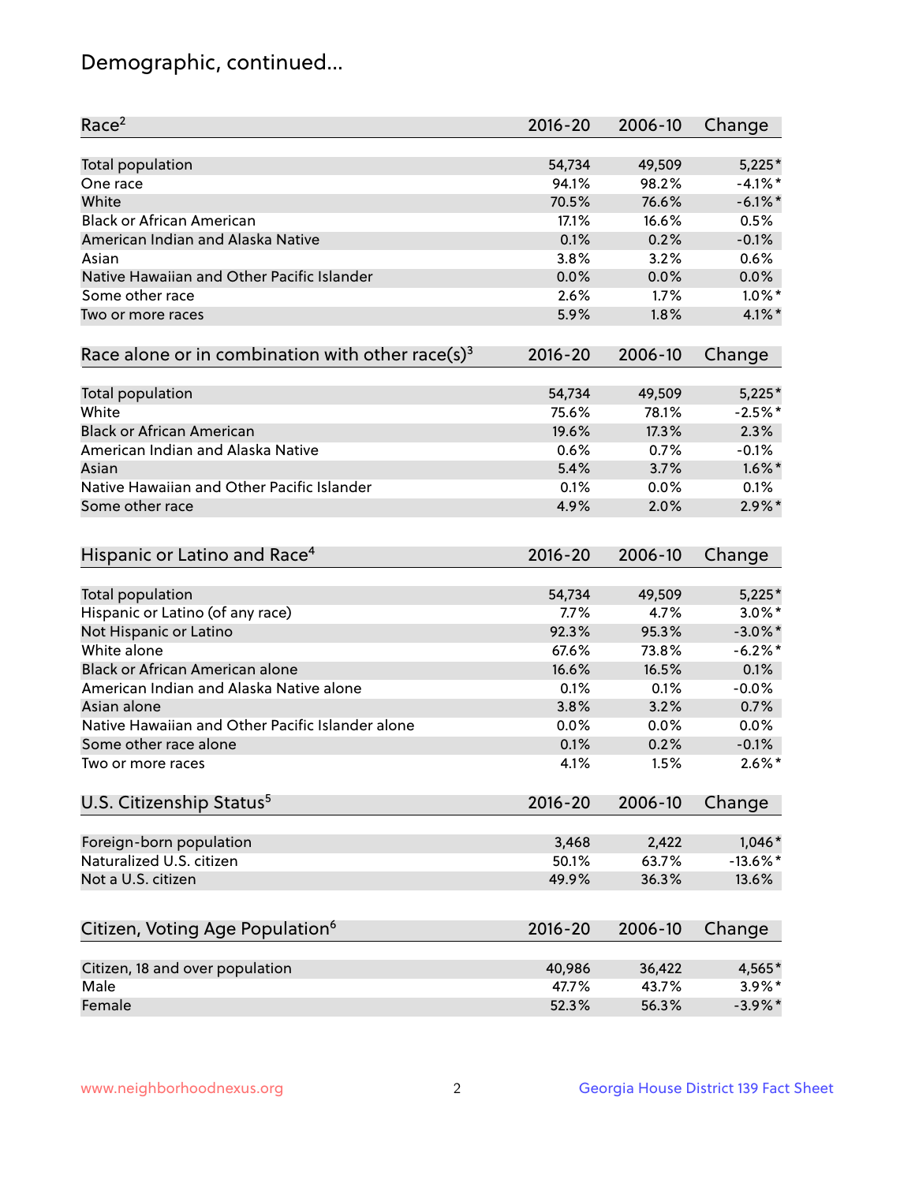# Demographic, continued...

| Race[2] | 2016-20 | 2006-10 | Change |
|---|---|---|---|
| Total population | 54,734 | 49,509 | 5,225* |
| One race | 94.1% | 98.2% | -4.1%* |
| White | 70.5% | 76.6% | -6.1%* |
| Black or African American | 17.1% | 16.6% | 0.5% |
| American Indian and Alaska Native | 0.1% | 0.2% | -0.1% |
| Asian | 3.8% | 3.2% | 0.6% |
| Native Hawaiian and Other Pacific Islander | 0.0% | 0.0% | 0.0% |
| Some other race | 2.6% | 1.7% | 1.0%* |
| Two or more races | 5.9% | 1.8% | 4.1%* |

| Race alone or in combination with other race(s)[3] | 2016-20 | 2006-10 | Change |
|---|---|---|---|
| Total population | 54,734 | 49,509 | 5,225* |
| White | 75.6% | 78.1% | -2.5%* |
| Black or African American | 19.6% | 17.3% | 2.3% |
| American Indian and Alaska Native | 0.6% | 0.7% | -0.1% |
| Asian | 5.4% | 3.7% | 1.6%* |
| Native Hawaiian and Other Pacific Islander | 0.1% | 0.0% | 0.1% |
| Some other race | 4.9% | 2.0% | 2.9%* |

| Hispanic or Latino and Race[4] | 2016-20 | 2006-10 | Change |
|---|---|---|---|
| Total population | 54,734 | 49,509 | 5,225* |
| Hispanic or Latino (of any race) | 7.7% | 4.7% | 3.0%* |
| Not Hispanic or Latino | 92.3% | 95.3% | -3.0%* |
| White alone | 67.6% | 73.8% | -6.2%* |
| Black or African American alone | 16.6% | 16.5% | 0.1% |
| American Indian and Alaska Native alone | 0.1% | 0.1% | -0.0% |
| Asian alone | 3.8% | 3.2% | 0.7% |
| Native Hawaiian and Other Pacific Islander alone | 0.0% | 0.0% | 0.0% |
| Some other race alone | 0.1% | 0.2% | -0.1% |
| Two or more races | 4.1% | 1.5% | 2.6%* |

| U.S. Citizenship Status[5] | 2016-20 | 2006-10 | Change |
|---|---|---|---|
| Foreign-born population | 3,468 | 2,422 | 1,046* |
| Naturalized U.S. citizen | 50.1% | 63.7% | -13.6%* |
| Not a U.S. citizen | 49.9% | 36.3% | 13.6% |

| Citizen, Voting Age Population[6] | 2016-20 | 2006-10 | Change |
|---|---|---|---|
| Citizen, 18 and over population | 40,986 | 36,422 | 4,565* |
| Male | 47.7% | 43.7% | 3.9%* |
| Female | 52.3% | 56.3% | -3.9%* |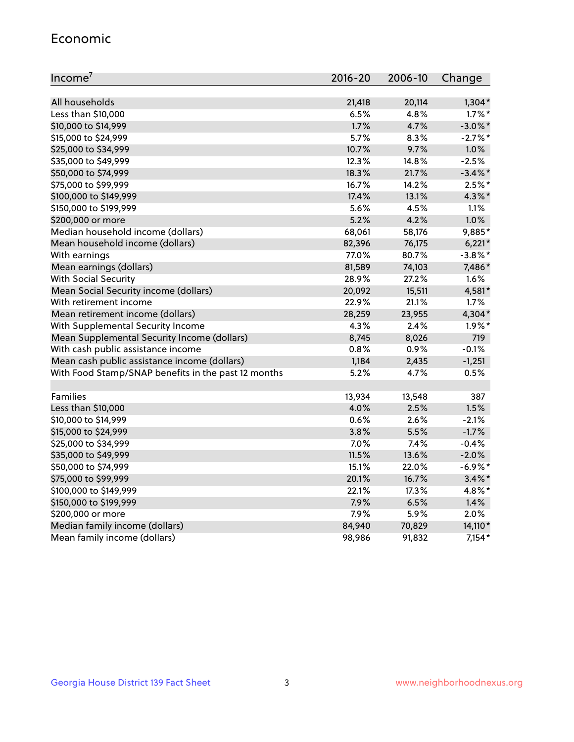## Economic

| Income[7] | 2016-20 | 2006-10 | Change |
|---|---|---|---|
| All households | 21,418 | 20,114 | 1,304* |
| Less than $10,000 | 6.5% | 4.8% | 1.7%* |
| $10,000 to $14,999 | 1.7% | 4.7% | -3.0%* |
| $15,000 to $24,999 | 5.7% | 8.3% | -2.7%* |
| $25,000 to $34,999 | 10.7% | 9.7% | 1.0% |
| $35,000 to $49,999 | 12.3% | 14.8% | -2.5% |
| $50,000 to $74,999 | 18.3% | 21.7% | -3.4%* |
| $75,000 to $99,999 | 16.7% | 14.2% | 2.5%* |
| $100,000 to $149,999 | 17.4% | 13.1% | 4.3%* |
| $150,000 to $199,999 | 5.6% | 4.5% | 1.1% |
| $200,000 or more | 5.2% | 4.2% | 1.0% |
| Median household income (dollars) | 68,061 | 58,176 | 9,885* |
| Mean household income (dollars) | 82,396 | 76,175 | 6,221* |
| With earnings | 77.0% | 80.7% | -3.8%* |
| Mean earnings (dollars) | 81,589 | 74,103 | 7,486* |
| With Social Security | 28.9% | 27.2% | 1.6% |
| Mean Social Security income (dollars) | 20,092 | 15,511 | 4,581* |
| With retirement income | 22.9% | 21.1% | 1.7% |
| Mean retirement income (dollars) | 28,259 | 23,955 | 4,304* |
| With Supplemental Security Income | 4.3% | 2.4% | 1.9%* |
| Mean Supplemental Security Income (dollars) | 8,745 | 8,026 | 719 |
| With cash public assistance income | 0.8% | 0.9% | -0.1% |
| Mean cash public assistance income (dollars) | 1,184 | 2,435 | -1,251 |
| With Food Stamp/SNAP benefits in the past 12 months | 5.2% | 4.7% | 0.5% |
| | | | |
| Families | 13,934 | 13,548 | 387 |
| Less than $10,000 | 4.0% | 2.5% | 1.5% |
| $10,000 to $14,999 | 0.6% | 2.6% | -2.1% |
| $15,000 to $24,999 | 3.8% | 5.5% | -1.7% |
| $25,000 to $34,999 | 7.0% | 7.4% | -0.4% |
| $35,000 to $49,999 | 11.5% | 13.6% | -2.0% |
| $50,000 to $74,999 | 15.1% | 22.0% | -6.9%* |
| $75,000 to $99,999 | 20.1% | 16.7% | 3.4%* |
| $100,000 to $149,999 | 22.1% | 17.3% | 4.8%* |
| $150,000 to $199,999 | 7.9% | 6.5% | 1.4% |
| $200,000 or more | 7.9% | 5.9% | 2.0% |
| Median family income (dollars) | 84,940 | 70,829 | 14,110* |
| Mean family income (dollars) | 98,986 | 91,832 | 7,154* |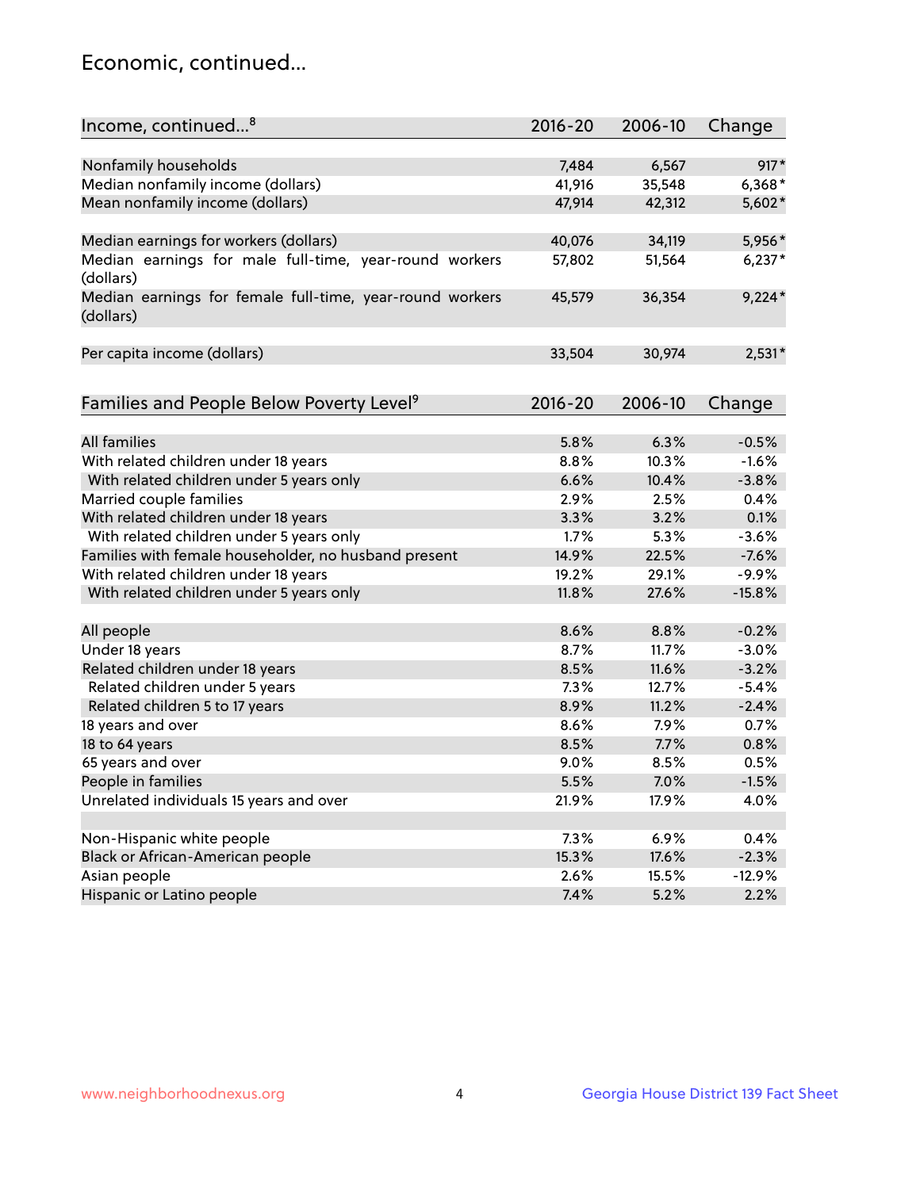## Economic, continued...

| Income, continued...[8] | 2016-20 | 2006-10 | Change |
|---|---|---|---|
| Nonfamily households | 7,484 | 6,567 | 917* |
| Median nonfamily income (dollars) | 41,916 | 35,548 | 6,368* |
| Mean nonfamily income (dollars) | 47,914 | 42,312 | 5,602* |
| Median earnings for workers (dollars) | 40,076 | 34,119 | 5,956* |
| Median earnings for male full-time, year-round workers (dollars) | 57,802 | 51,564 | 6,237* |
| Median earnings for female full-time, year-round workers (dollars) | 45,579 | 36,354 | 9,224* |
| Per capita income (dollars) | 33,504 | 30,974 | 2,531* |

| Families and People Below Poverty Level[9] | 2016-20 | 2006-10 | Change |
|---|---|---|---|
| All families | 5.8% | 6.3% | -0.5% |
| With related children under 18 years | 8.8% | 10.3% | -1.6% |
| With related children under 5 years only | 6.6% | 10.4% | -3.8% |
| Married couple families | 2.9% | 2.5% | 0.4% |
| With related children under 18 years | 3.3% | 3.2% | 0.1% |
| With related children under 5 years only | 1.7% | 5.3% | -3.6% |
| Families with female householder, no husband present | 14.9% | 22.5% | -7.6% |
| With related children under 18 years | 19.2% | 29.1% | -9.9% |
| With related children under 5 years only | 11.8% | 27.6% | -15.8% |
| All people | 8.6% | 8.8% | -0.2% |
| Under 18 years | 8.7% | 11.7% | -3.0% |
| Related children under 18 years | 8.5% | 11.6% | -3.2% |
| Related children under 5 years | 7.3% | 12.7% | -5.4% |
| Related children 5 to 17 years | 8.9% | 11.2% | -2.4% |
| 18 years and over | 8.6% | 7.9% | 0.7% |
| 18 to 64 years | 8.5% | 7.7% | 0.8% |
| 65 years and over | 9.0% | 8.5% | 0.5% |
| People in families | 5.5% | 7.0% | -1.5% |
| Unrelated individuals 15 years and over | 21.9% | 17.9% | 4.0% |
| Non-Hispanic white people | 7.3% | 6.9% | 0.4% |
| Black or African-American people | 15.3% | 17.6% | -2.3% |
| Asian people | 2.6% | 15.5% | -12.9% |
| Hispanic or Latino people | 7.4% | 5.2% | 2.2% |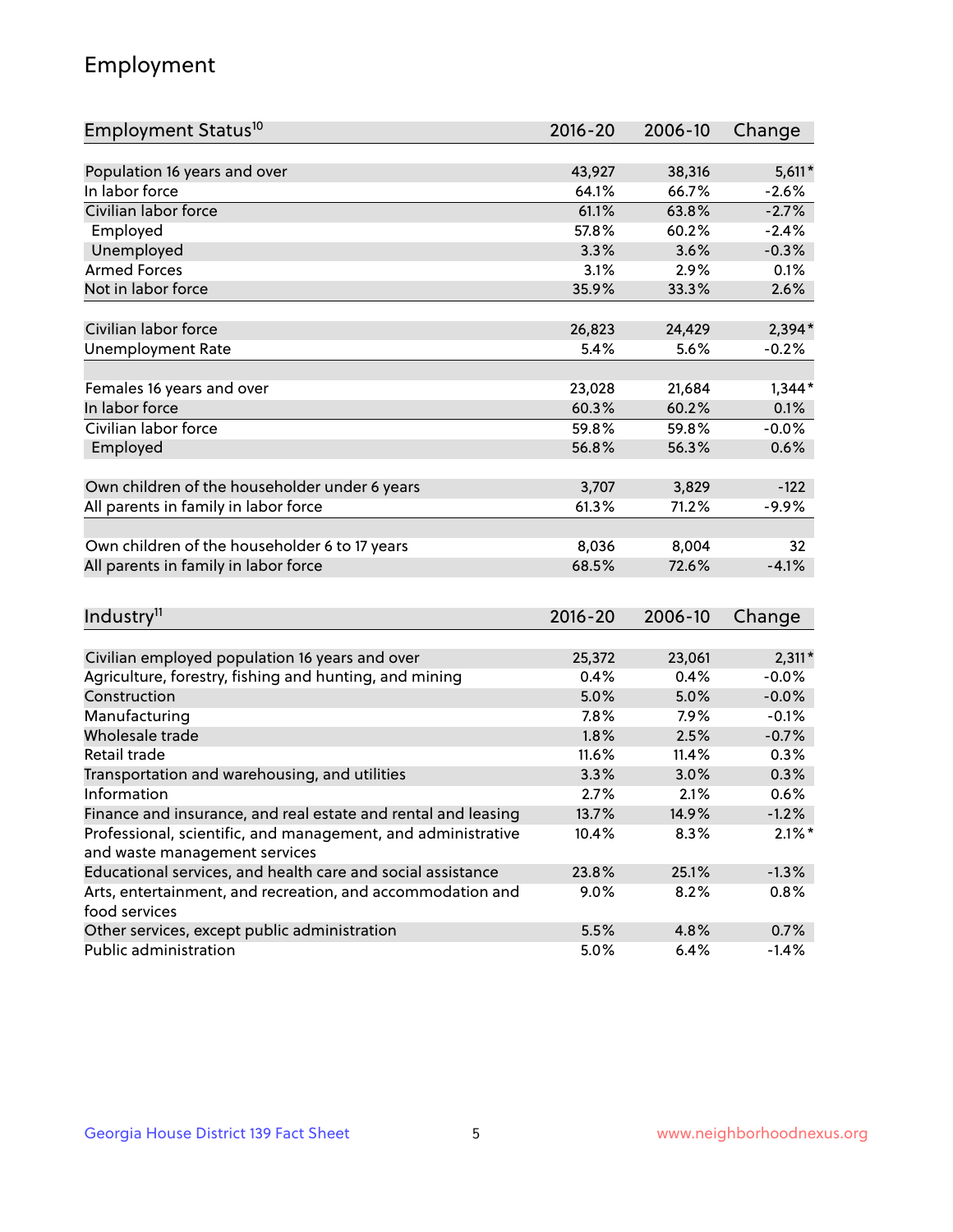## Employment

| Employment Status[10] | 2016-20 | 2006-10 | Change |
|---|---|---|---|
| Population 16 years and over | 43,927 | 38,316 | 5,611* |
| In labor force | 64.1% | 66.7% | -2.6% |
| Civilian labor force | 61.1% | 63.8% | -2.7% |
| Employed | 57.8% | 60.2% | -2.4% |
| Unemployed | 3.3% | 3.6% | -0.3% |
| Armed Forces | 3.1% | 2.9% | 0.1% |
| Not in labor force | 35.9% | 33.3% | 2.6% |
| | | | |
| Civilian labor force | 26,823 | 24,429 | 2,394* |
| Unemployment Rate | 5.4% | 5.6% | -0.2% |
| | | | |
| Females 16 years and over | 23,028 | 21,684 | 1,344* |
| In labor force | 60.3% | 60.2% | 0.1% |
| Civilian labor force | 59.8% | 59.8% | -0.0% |
| Employed | 56.8% | 56.3% | 0.6% |
| | | | |
| Own children of the householder under 6 years | 3,707 | 3,829 | -122 |
| All parents in family in labor force | 61.3% | 71.2% | -9.9% |
| | | | |
| Own children of the householder 6 to 17 years | 8,036 | 8,004 | 32 |
| All parents in family in labor force | 68.5% | 72.6% | -4.1% |

| Industry[11] | 2016-20 | 2006-10 | Change |
|---|---|---|---|
| Civilian employed population 16 years and over | 25,372 | 23,061 | 2,311* |
| Agriculture, forestry, fishing and hunting, and mining | 0.4% | 0.4% | -0.0% |
| Construction | 5.0% | 5.0% | -0.0% |
| Manufacturing | 7.8% | 7.9% | -0.1% |
| Wholesale trade | 1.8% | 2.5% | -0.7% |
| Retail trade | 11.6% | 11.4% | 0.3% |
| Transportation and warehousing, and utilities | 3.3% | 3.0% | 0.3% |
| Information | 2.7% | 2.1% | 0.6% |
| Finance and insurance, and real estate and rental and leasing | 13.7% | 14.9% | -1.2% |
| Professional, scientific, and management, and administrative and waste management services | 10.4% | 8.3% | 2.1%* |
| Educational services, and health care and social assistance | 23.8% | 25.1% | -1.3% |
| Arts, entertainment, and recreation, and accommodation and food services | 9.0% | 8.2% | 0.8% |
| Other services, except public administration | 5.5% | 4.8% | 0.7% |
| Public administration | 5.0% | 6.4% | -1.4% |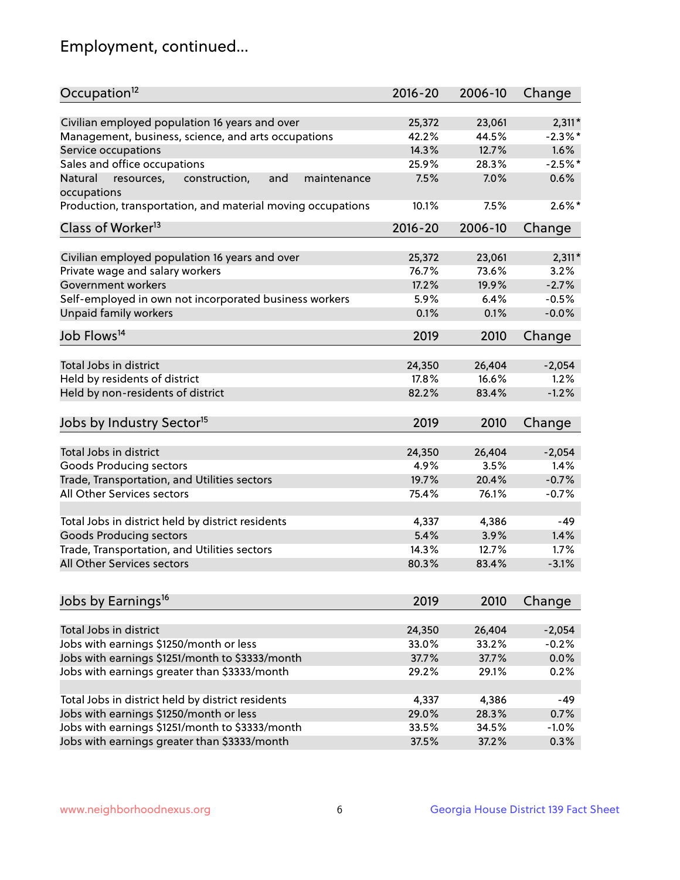# Employment, continued...

| Occupation[12] | 2016-20 | 2006-10 | Change |
|---|---|---|---|
| Civilian employed population 16 years and over | 25,372 | 23,061 | 2,311* |
| Management, business, science, and arts occupations | 42.2% | 44.5% | -2.3%* |
| Service occupations | 14.3% | 12.7% | 1.6% |
| Sales and office occupations | 25.9% | 28.3% | -2.5%* |
| Natural resources, construction, and maintenance occupations | 7.5% | 7.0% | 0.6% |
| Production, transportation, and material moving occupations | 10.1% | 7.5% | 2.6%* |

| Class of Worker[13] | 2016-20 | 2006-10 | Change |
|---|---|---|---|
| Civilian employed population 16 years and over | 25,372 | 23,061 | 2,311* |
| Private wage and salary workers | 76.7% | 73.6% | 3.2% |
| Government workers | 17.2% | 19.9% | -2.7% |
| Self-employed in own not incorporated business workers | 5.9% | 6.4% | -0.5% |
| Unpaid family workers | 0.1% | 0.1% | -0.0% |

| Job Flows[14] | 2019 | 2010 | Change |
|---|---|---|---|
| Total Jobs in district | 24,350 | 26,404 | -2,054 |
| Held by residents of district | 17.8% | 16.6% | 1.2% |
| Held by non-residents of district | 82.2% | 83.4% | -1.2% |

| Jobs by Industry Sector[15] | 2019 | 2010 | Change |
|---|---|---|---|
| Total Jobs in district | 24,350 | 26,404 | -2,054 |
| Goods Producing sectors | 4.9% | 3.5% | 1.4% |
| Trade, Transportation, and Utilities sectors | 19.7% | 20.4% | -0.7% |
| All Other Services sectors | 75.4% | 76.1% | -0.7% |
| | | | |
| Total Jobs in district held by district residents | 4,337 | 4,386 | -49 |
| Goods Producing sectors | 5.4% | 3.9% | 1.4% |
| Trade, Transportation, and Utilities sectors | 14.3% | 12.7% | 1.7% |
| All Other Services sectors | 80.3% | 83.4% | -3.1% |

| Jobs by Earnings[16] | 2019 | 2010 | Change |
|---|---|---|---|
| Total Jobs in district | 24,350 | 26,404 | -2,054 |
| Jobs with earnings $1250/month or less | 33.0% | 33.2% | -0.2% |
| Jobs with earnings $1251/month to $3333/month | 37.7% | 37.7% | 0.0% |
| Jobs with earnings greater than $3333/month | 29.2% | 29.1% | 0.2% |
| | | | |
| Total Jobs in district held by district residents | 4,337 | 4,386 | -49 |
| Jobs with earnings $1250/month or less | 29.0% | 28.3% | 0.7% |
| Jobs with earnings $1251/month to $3333/month | 33.5% | 34.5% | -1.0% |
| Jobs with earnings greater than $3333/month | 37.5% | 37.2% | 0.3% |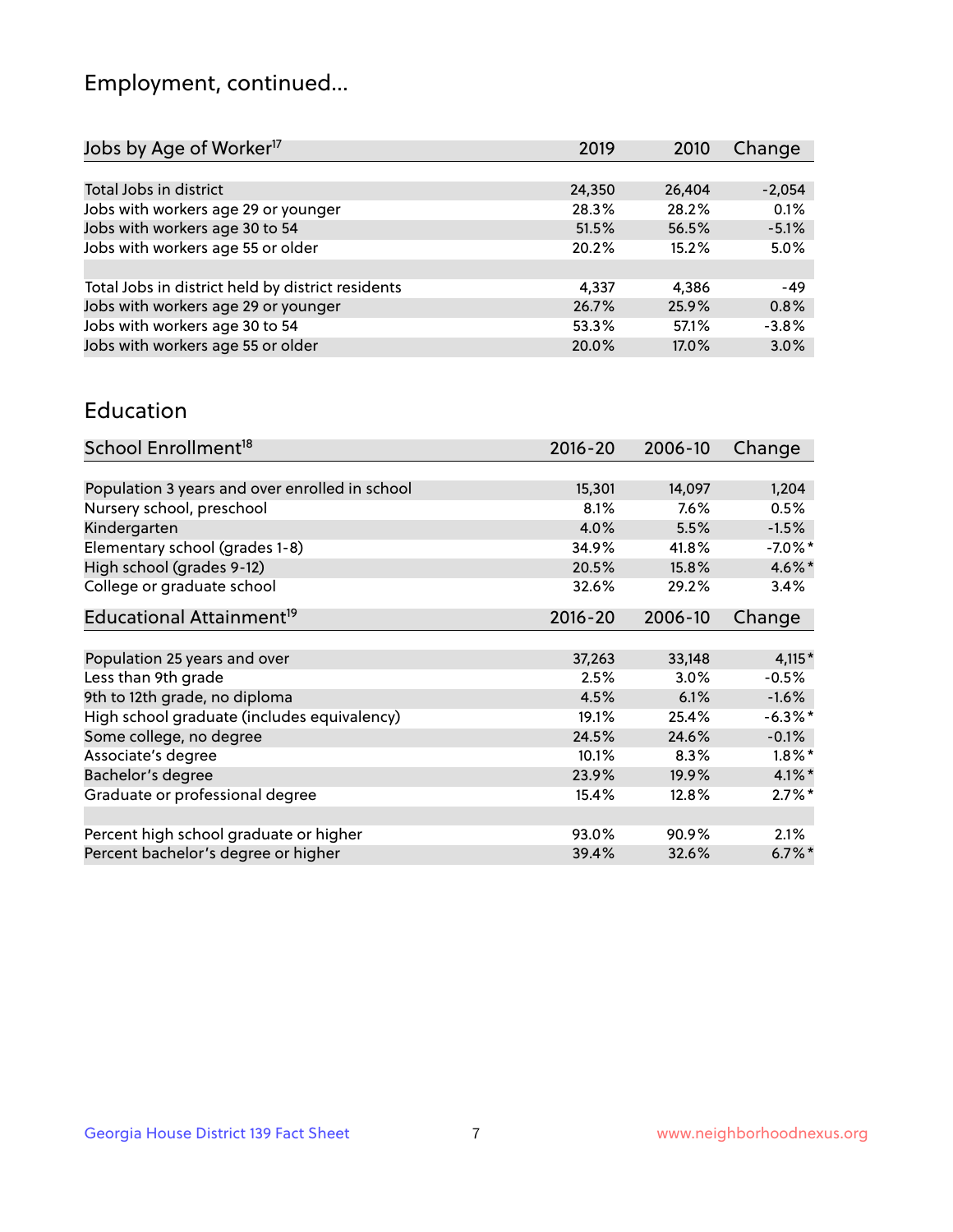# Employment, continued...

| Jobs by Age of Worker[17] | 2019 | 2010 | Change |
|---|---|---|---|
| Total Jobs in district | 24,350 | 26,404 | -2,054 |
| Jobs with workers age 29 or younger | 28.3% | 28.2% | 0.1% |
| Jobs with workers age 30 to 54 | 51.5% | 56.5% | -5.1% |
| Jobs with workers age 55 or older | 20.2% | 15.2% | 5.0% |
| | | | |
| Total Jobs in district held by district residents | 4,337 | 4,386 | -49 |
| Jobs with workers age 29 or younger | 26.7% | 25.9% | 0.8% |
| Jobs with workers age 30 to 54 | 53.3% | 57.1% | -3.8% |
| Jobs with workers age 55 or older | 20.0% | 17.0% | 3.0% |

## Education

| School Enrollment[18] | 2016-20 | 2006-10 | Change |
|---|---|---|---|
| Population 3 years and over enrolled in school | 15,301 | 14,097 | 1,204 |
| Nursery school, preschool | 8.1% | 7.6% | 0.5% |
| Kindergarten | 4.0% | 5.5% | -1.5% |
| Elementary school (grades 1-8) | 34.9% | 41.8% | -7.0%* |
| High school (grades 9-12) | 20.5% | 15.8% | 4.6%* |
| College or graduate school | 32.6% | 29.2% | 3.4% |

| Educational Attainment[19] | 2016-20 | 2006-10 | Change |
|---|---|---|---|
| Population 25 years and over | 37,263 | 33,148 | 4,115* |
| Less than 9th grade | 2.5% | 3.0% | -0.5% |
| 9th to 12th grade, no diploma | 4.5% | 6.1% | -1.6% |
| High school graduate (includes equivalency) | 19.1% | 25.4% | -6.3%* |
| Some college, no degree | 24.5% | 24.6% | -0.1% |
| Associate's degree | 10.1% | 8.3% | 1.8%* |
| Bachelor's degree | 23.9% | 19.9% | 4.1%* |
| Graduate or professional degree | 15.4% | 12.8% | 2.7%* |
| | | | |
| Percent high school graduate or higher | 93.0% | 90.9% | 2.1% |
| Percent bachelor's degree or higher | 39.4% | 32.6% | 6.7%* |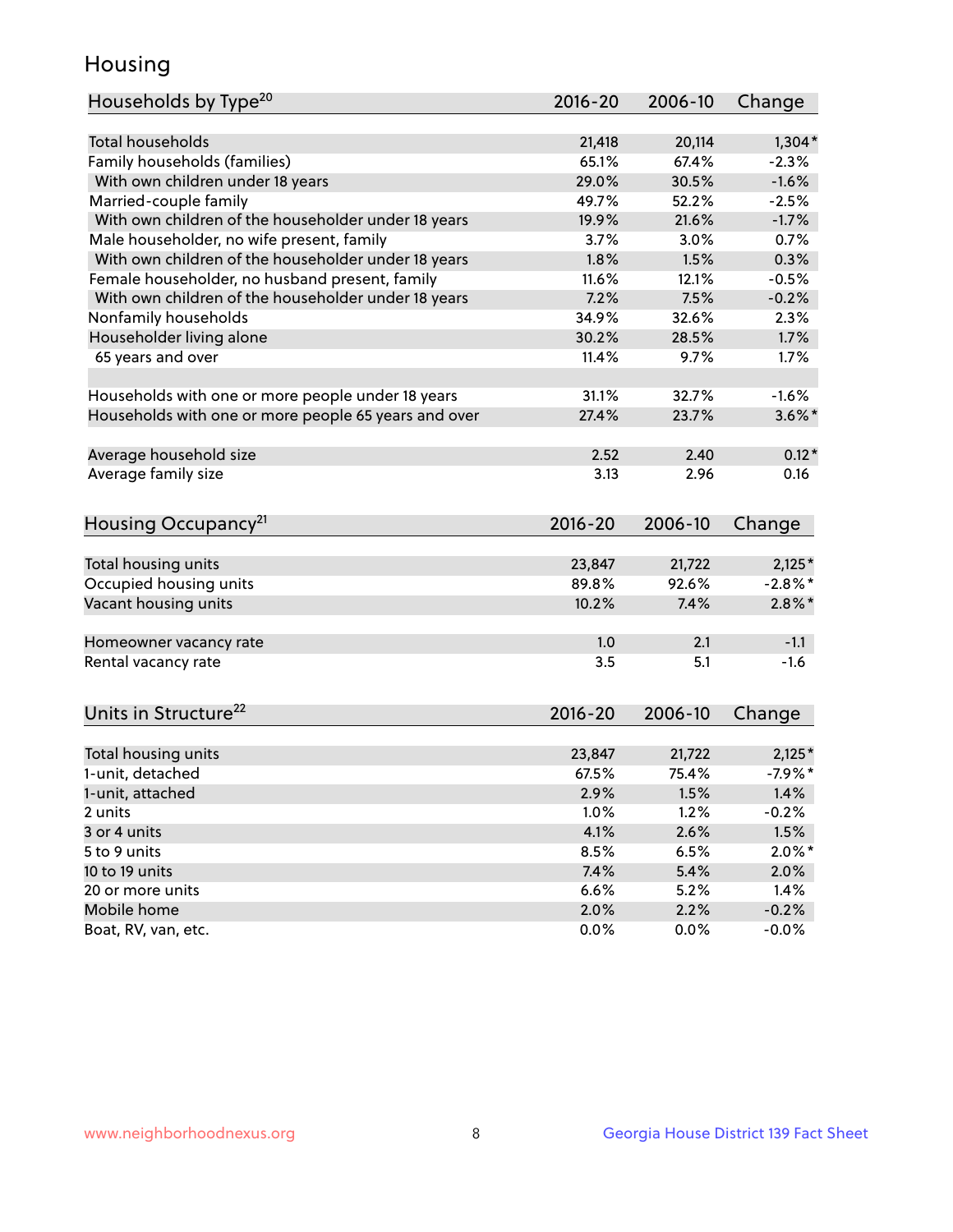# Housing

| Households by Type[20] | 2016-20 | 2006-10 | Change |
|---|---|---|---|
| Total households | 21,418 | 20,114 | 1,304* |
| Family households (families) | 65.1% | 67.4% | -2.3% |
| With own children under 18 years | 29.0% | 30.5% | -1.6% |
| Married-couple family | 49.7% | 52.2% | -2.5% |
| With own children of the householder under 18 years | 19.9% | 21.6% | -1.7% |
| Male householder, no wife present, family | 3.7% | 3.0% | 0.7% |
| With own children of the householder under 18 years | 1.8% | 1.5% | 0.3% |
| Female householder, no husband present, family | 11.6% | 12.1% | -0.5% |
| With own children of the householder under 18 years | 7.2% | 7.5% | -0.2% |
| Nonfamily households | 34.9% | 32.6% | 2.3% |
| Householder living alone | 30.2% | 28.5% | 1.7% |
| 65 years and over | 11.4% | 9.7% | 1.7% |
| | | | |
| Households with one or more people under 18 years | 31.1% | 32.7% | -1.6% |
| Households with one or more people 65 years and over | 27.4% | 23.7% | 3.6%* |
| | | | |
| Average household size | 2.52 | 2.40 | 0.12* |
| Average family size | 3.13 | 2.96 | 0.16 |

| Housing Occupancy[21] | 2016-20 | 2006-10 | Change |
|---|---|---|---|
| Total housing units | 23,847 | 21,722 | 2,125* |
| Occupied housing units | 89.8% | 92.6% | -2.8%* |
| Vacant housing units | 10.2% | 7.4% | 2.8%* |
| | | | |
| Homeowner vacancy rate | 1.0 | 2.1 | -1.1 |
| Rental vacancy rate | 3.5 | 5.1 | -1.6 |

| Units in Structure[22] | 2016-20 | 2006-10 | Change |
|---|---|---|---|
| Total housing units | 23,847 | 21,722 | 2,125* |
| 1-unit, detached | 67.5% | 75.4% | -7.9%* |
| 1-unit, attached | 2.9% | 1.5% | 1.4% |
| 2 units | 1.0% | 1.2% | -0.2% |
| 3 or 4 units | 4.1% | 2.6% | 1.5% |
| 5 to 9 units | 8.5% | 6.5% | 2.0%* |
| 10 to 19 units | 7.4% | 5.4% | 2.0% |
| 20 or more units | 6.6% | 5.2% | 1.4% |
| Mobile home | 2.0% | 2.2% | -0.2% |
| Boat, RV, van, etc. | 0.0% | 0.0% | -0.0% |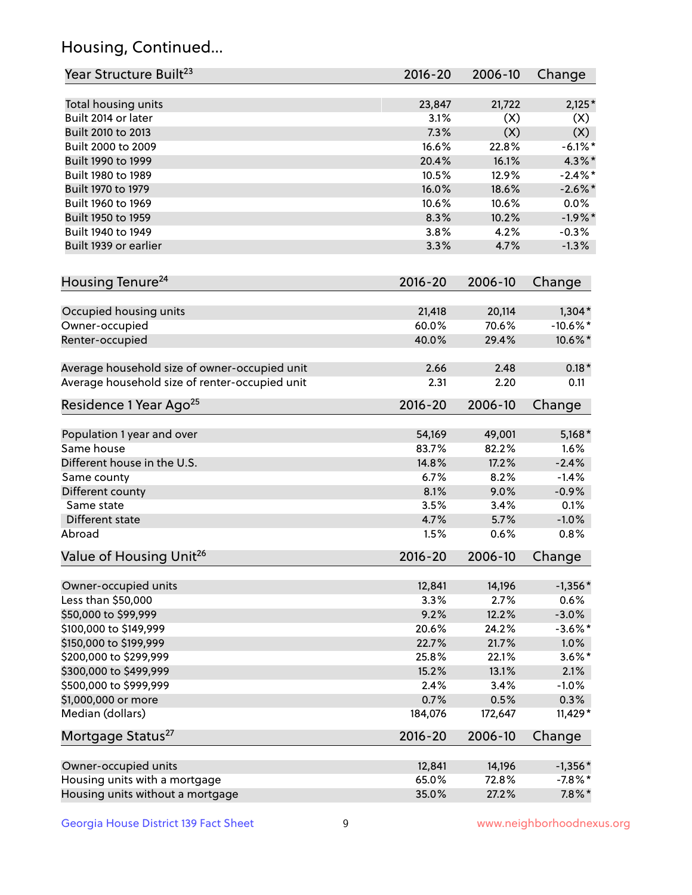## Housing, Continued...

| Year Structure Built[23] | 2016-20 | 2006-10 | Change |
|---|---|---|---|
| Total housing units | 23,847 | 21,722 | 2,125* |
| Built 2014 or later | 3.1% | (X) | (X) |
| Built 2010 to 2013 | 7.3% | (X) | (X) |
| Built 2000 to 2009 | 16.6% | 22.8% | -6.1%* |
| Built 1990 to 1999 | 20.4% | 16.1% | 4.3%* |
| Built 1980 to 1989 | 10.5% | 12.9% | -2.4%* |
| Built 1970 to 1979 | 16.0% | 18.6% | -2.6%* |
| Built 1960 to 1969 | 10.6% | 10.6% | 0.0% |
| Built 1950 to 1959 | 8.3% | 10.2% | -1.9%* |
| Built 1940 to 1949 | 3.8% | 4.2% | -0.3% |
| Built 1939 or earlier | 3.3% | 4.7% | -1.3% |

| Housing Tenure[24] | 2016-20 | 2006-10 | Change |
|---|---|---|---|
| Occupied housing units | 21,418 | 20,114 | 1,304* |
| Owner-occupied | 60.0% | 70.6% | -10.6%* |
| Renter-occupied | 40.0% | 29.4% | 10.6%* |
| Average household size of owner-occupied unit | 2.66 | 2.48 | 0.18* |
| Average household size of renter-occupied unit | 2.31 | 2.20 | 0.11 |

| Residence 1 Year Ago[25] | 2016-20 | 2006-10 | Change |
|---|---|---|---|
| Population 1 year and over | 54,169 | 49,001 | 5,168* |
| Same house | 83.7% | 82.2% | 1.6% |
| Different house in the U.S. | 14.8% | 17.2% | -2.4% |
| Same county | 6.7% | 8.2% | -1.4% |
| Different county | 8.1% | 9.0% | -0.9% |
| Same state | 3.5% | 3.4% | 0.1% |
| Different state | 4.7% | 5.7% | -1.0% |
| Abroad | 1.5% | 0.6% | 0.8% |

| Value of Housing Unit[26] | 2016-20 | 2006-10 | Change |
|---|---|---|---|
| Owner-occupied units | 12,841 | 14,196 | -1,356* |
| Less than $50,000 | 3.3% | 2.7% | 0.6% |
| $50,000 to $99,999 | 9.2% | 12.2% | -3.0% |
| $100,000 to $149,999 | 20.6% | 24.2% | -3.6%* |
| $150,000 to $199,999 | 22.7% | 21.7% | 1.0% |
| $200,000 to $299,999 | 25.8% | 22.1% | 3.6%* |
| $300,000 to $499,999 | 15.2% | 13.1% | 2.1% |
| $500,000 to $999,999 | 2.4% | 3.4% | -1.0% |
| $1,000,000 or more | 0.7% | 0.5% | 0.3% |
| Median (dollars) | 184,076 | 172,647 | 11,429* |

| Mortgage Status[27] | 2016-20 | 2006-10 | Change |
|---|---|---|---|
| Owner-occupied units | 12,841 | 14,196 | -1,356* |
| Housing units with a mortgage | 65.0% | 72.8% | -7.8%* |
| Housing units without a mortgage | 35.0% | 27.2% | 7.8%* |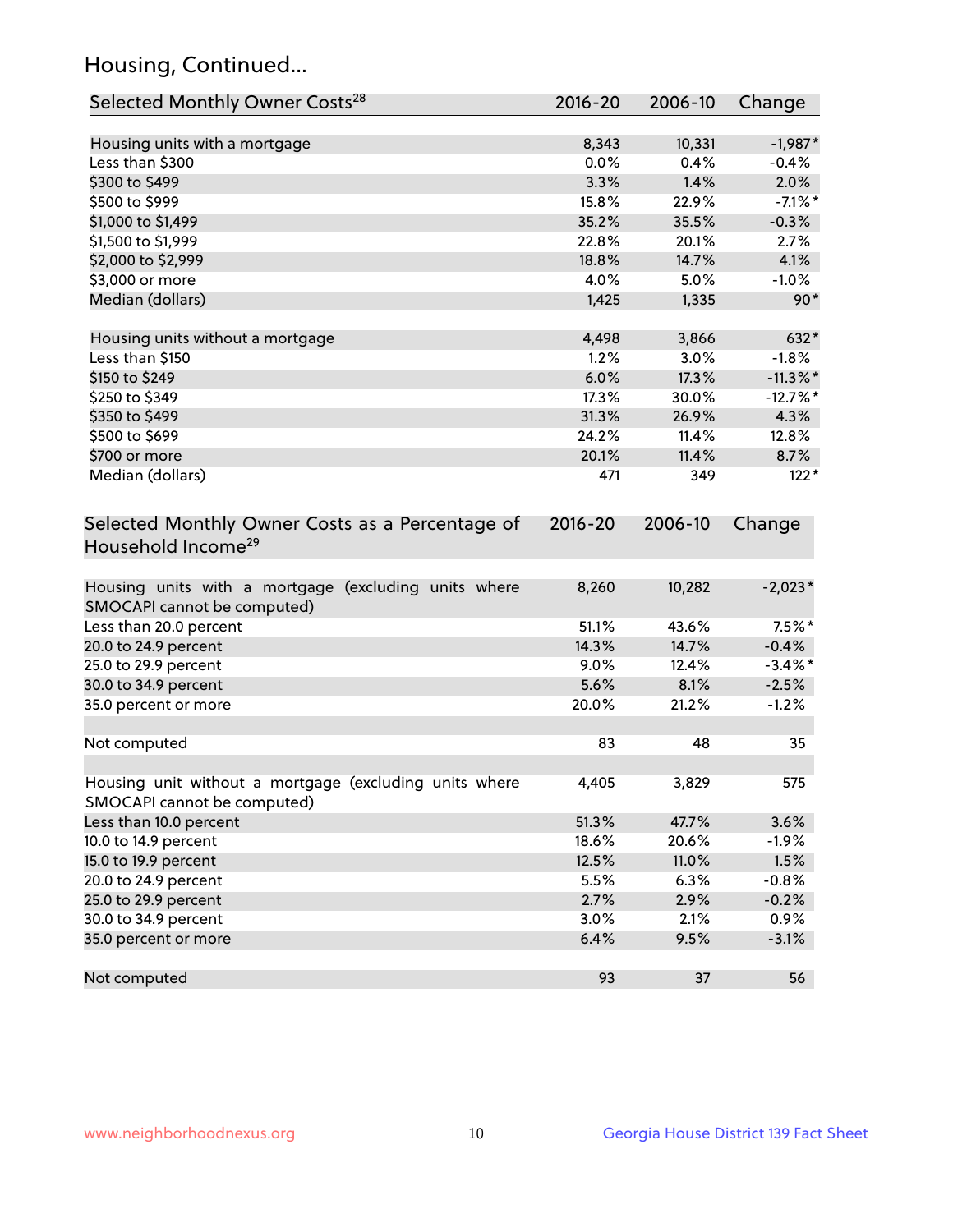## Housing, Continued...

| Selected Monthly Owner Costs[28] | 2016-20 | 2006-10 | Change |
|---|---|---|---|
| Housing units with a mortgage | 8,343 | 10,331 | -1,987* |
| Less than $300 | 0.0% | 0.4% | -0.4% |
| $300 to $499 | 3.3% | 1.4% | 2.0% |
| $500 to $999 | 15.8% | 22.9% | -7.1%* |
| $1,000 to $1,499 | 35.2% | 35.5% | -0.3% |
| $1,500 to $1,999 | 22.8% | 20.1% | 2.7% |
| $2,000 to $2,999 | 18.8% | 14.7% | 4.1% |
| $3,000 or more | 4.0% | 5.0% | -1.0% |
| Median (dollars) | 1,425 | 1,335 | 90* |
| | | | |
| Housing units without a mortgage | 4,498 | 3,866 | 632* |
| Less than $150 | 1.2% | 3.0% | -1.8% |
| $150 to $249 | 6.0% | 17.3% | -11.3%* |
| $250 to $349 | 17.3% | 30.0% | -12.7%* |
| $350 to $499 | 31.3% | 26.9% | 4.3% |
| $500 to $699 | 24.2% | 11.4% | 12.8% |
| $700 or more | 20.1% | 11.4% | 8.7% |
| Median (dollars) | 471 | 349 | 122* |

| Selected Monthly Owner Costs as a Percentage of Household Income[29] | 2016-20 | 2006-10 | Change |
|---|---|---|---|
| Housing units with a mortgage (excluding units where SMOCAPI cannot be computed) | 8,260 | 10,282 | -2,023* |
| Less than 20.0 percent | 51.1% | 43.6% | 7.5%* |
| 20.0 to 24.9 percent | 14.3% | 14.7% | -0.4% |
| 25.0 to 29.9 percent | 9.0% | 12.4% | -3.4%* |
| 30.0 to 34.9 percent | 5.6% | 8.1% | -2.5% |
| 35.0 percent or more | 20.0% | 21.2% | -1.2% |
| | | | |
| Not computed | 83 | 48 | 35 |
| | | | |
| Housing unit without a mortgage (excluding units where SMOCAPI cannot be computed) | 4,405 | 3,829 | 575 |
| Less than 10.0 percent | 51.3% | 47.7% | 3.6% |
| 10.0 to 14.9 percent | 18.6% | 20.6% | -1.9% |
| 15.0 to 19.9 percent | 12.5% | 11.0% | 1.5% |
| 20.0 to 24.9 percent | 5.5% | 6.3% | -0.8% |
| 25.0 to 29.9 percent | 2.7% | 2.9% | -0.2% |
| 30.0 to 34.9 percent | 3.0% | 2.1% | 0.9% |
| 35.0 percent or more | 6.4% | 9.5% | -3.1% |
| | | | |
| Not computed | 93 | 37 | 56 |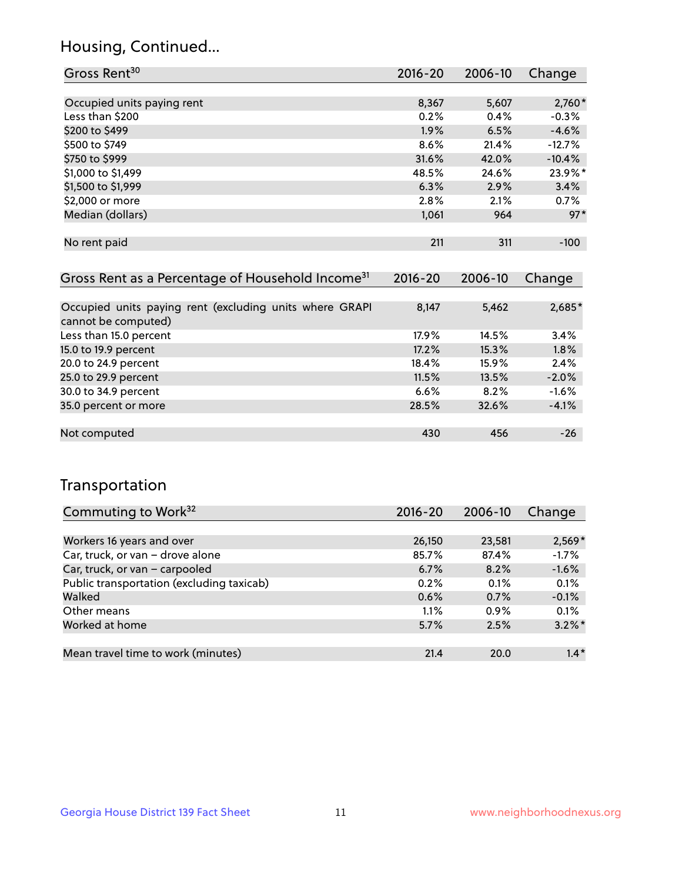## Housing, Continued...

| Gross Rent[30] | 2016-20 | 2006-10 | Change |
|---|---|---|---|
| Occupied units paying rent | 8,367 | 5,607 | 2,760* |
| Less than $200 | 0.2% | 0.4% | -0.3% |
| $200 to $499 | 1.9% | 6.5% | -4.6% |
| $500 to $749 | 8.6% | 21.4% | -12.7% |
| $750 to $999 | 31.6% | 42.0% | -10.4% |
| $1,000 to $1,499 | 48.5% | 24.6% | 23.9%* |
| $1,500 to $1,999 | 6.3% | 2.9% | 3.4% |
| $2,000 or more | 2.8% | 2.1% | 0.7% |
| Median (dollars) | 1,061 | 964 | 97* |
| No rent paid | 211 | 311 | -100 |

| Gross Rent as a Percentage of Household Income[31] | 2016-20 | 2006-10 | Change |
|---|---|---|---|
| Occupied units paying rent (excluding units where GRAPI cannot be computed) | 8,147 | 5,462 | 2,685* |
| Less than 15.0 percent | 17.9% | 14.5% | 3.4% |
| 15.0 to 19.9 percent | 17.2% | 15.3% | 1.8% |
| 20.0 to 24.9 percent | 18.4% | 15.9% | 2.4% |
| 25.0 to 29.9 percent | 11.5% | 13.5% | -2.0% |
| 30.0 to 34.9 percent | 6.6% | 8.2% | -1.6% |
| 35.0 percent or more | 28.5% | 32.6% | -4.1% |
| Not computed | 430 | 456 | -26 |

## Transportation

| Commuting to Work[32] | 2016-20 | 2006-10 | Change |
|---|---|---|---|
| Workers 16 years and over | 26,150 | 23,581 | 2,569* |
| Car, truck, or van – drove alone | 85.7% | 87.4% | -1.7% |
| Car, truck, or van – carpooled | 6.7% | 8.2% | -1.6% |
| Public transportation (excluding taxicab) | 0.2% | 0.1% | 0.1% |
| Walked | 0.6% | 0.7% | -0.1% |
| Other means | 1.1% | 0.9% | 0.1% |
| Worked at home | 5.7% | 2.5% | 3.2%* |
| Mean travel time to work (minutes) | 21.4 | 20.0 | 1.4* |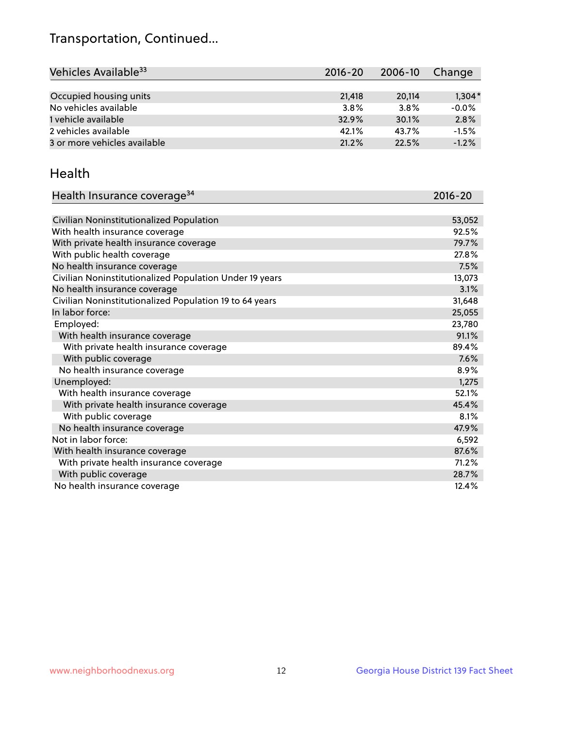# Transportation, Continued...

| Vehicles Available[33] | 2016-20 | 2006-10 | Change |
|---|---|---|---|
| Occupied housing units | 21,418 | 20,114 | 1,304* |
| No vehicles available | 3.8% | 3.8% | -0.0% |
| 1 vehicle available | 32.9% | 30.1% | 2.8% |
| 2 vehicles available | 42.1% | 43.7% | -1.5% |
| 3 or more vehicles available | 21.2% | 22.5% | -1.2% |

## Health

| Health Insurance coverage[34] | 2016-20 |
|---|---|
| Civilian Noninstitutionalized Population | 53,052 |
| With health insurance coverage | 92.5% |
| With private health insurance coverage | 79.7% |
| With public health coverage | 27.8% |
| No health insurance coverage | 7.5% |
| Civilian Noninstitutionalized Population Under 19 years | 13,073 |
| No health insurance coverage | 3.1% |
| Civilian Noninstitutionalized Population 19 to 64 years | 31,648 |
| In labor force: | 25,055 |
| Employed: | 23,780 |
| With health insurance coverage | 91.1% |
| With private health insurance coverage | 89.4% |
| With public coverage | 7.6% |
| No health insurance coverage | 8.9% |
| Unemployed: | 1,275 |
| With health insurance coverage | 52.1% |
| With private health insurance coverage | 45.4% |
| With public coverage | 8.1% |
| No health insurance coverage | 47.9% |
| Not in labor force: | 6,592 |
| With health insurance coverage | 87.6% |
| With private health insurance coverage | 71.2% |
| With public coverage | 28.7% |
| No health insurance coverage | 12.4% |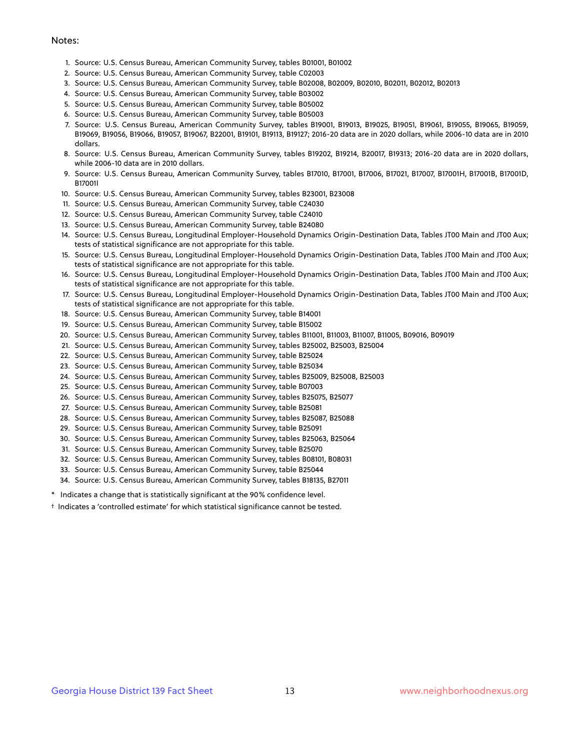Notes:

1. Source: U.S. Census Bureau, American Community Survey, tables B01001, B01002
2. Source: U.S. Census Bureau, American Community Survey, table C02003
3. Source: U.S. Census Bureau, American Community Survey, table B02008, B02009, B02010, B02011, B02012, B02013
4. Source: U.S. Census Bureau, American Community Survey, table B03002
5. Source: U.S. Census Bureau, American Community Survey, table B05002
6. Source: U.S. Census Bureau, American Community Survey, table B05003
7. Source: U.S. Census Bureau, American Community Survey, tables B19001, B19013, B19025, B19051, B19061, B19055, B19065, B19059, B19069, B19056, B19066, B19057, B19067, B22001, B19101, B19113, B19127; 2016-20 data are in 2020 dollars, while 2006-10 data are in 2010 dollars.
8. Source: U.S. Census Bureau, American Community Survey, tables B19202, B19214, B20017, B19313; 2016-20 data are in 2020 dollars, while 2006-10 data are in 2010 dollars.
9. Source: U.S. Census Bureau, American Community Survey, tables B17010, B17001, B17006, B17021, B17007, B17001H, B17001B, B17001D, B17001I
10. Source: U.S. Census Bureau, American Community Survey, tables B23001, B23008
11. Source: U.S. Census Bureau, American Community Survey, table C24030
12. Source: U.S. Census Bureau, American Community Survey, table C24010
13. Source: U.S. Census Bureau, American Community Survey, table B24080
14. Source: U.S. Census Bureau, Longitudinal Employer-Household Dynamics Origin-Destination Data, Tables JT00 Main and JT00 Aux; tests of statistical significance are not appropriate for this table.
15. Source: U.S. Census Bureau, Longitudinal Employer-Household Dynamics Origin-Destination Data, Tables JT00 Main and JT00 Aux; tests of statistical significance are not appropriate for this table.
16. Source: U.S. Census Bureau, Longitudinal Employer-Household Dynamics Origin-Destination Data, Tables JT00 Main and JT00 Aux; tests of statistical significance are not appropriate for this table.
17. Source: U.S. Census Bureau, Longitudinal Employer-Household Dynamics Origin-Destination Data, Tables JT00 Main and JT00 Aux; tests of statistical significance are not appropriate for this table.
18. Source: U.S. Census Bureau, American Community Survey, table B14001
19. Source: U.S. Census Bureau, American Community Survey, table B15002
20. Source: U.S. Census Bureau, American Community Survey, tables B11001, B11003, B11007, B11005, B09016, B09019
21. Source: U.S. Census Bureau, American Community Survey, tables B25002, B25003, B25004
22. Source: U.S. Census Bureau, American Community Survey, table B25024
23. Source: U.S. Census Bureau, American Community Survey, table B25034
24. Source: U.S. Census Bureau, American Community Survey, tables B25009, B25008, B25003
25. Source: U.S. Census Bureau, American Community Survey, table B07003
26. Source: U.S. Census Bureau, American Community Survey, tables B25075, B25077
27. Source: U.S. Census Bureau, American Community Survey, table B25081
28. Source: U.S. Census Bureau, American Community Survey, tables B25087, B25088
29. Source: U.S. Census Bureau, American Community Survey, table B25091
30. Source: U.S. Census Bureau, American Community Survey, tables B25063, B25064
31. Source: U.S. Census Bureau, American Community Survey, table B25070
32. Source: U.S. Census Bureau, American Community Survey, tables B08101, B08031
33. Source: U.S. Census Bureau, American Community Survey, table B25044
34. Source: U.S. Census Bureau, American Community Survey, tables B18135, B27011

\* Indicates a change that is statistically significant at the 90% confidence level.

† Indicates a 'controlled estimate' for which statistical significance cannot be tested.